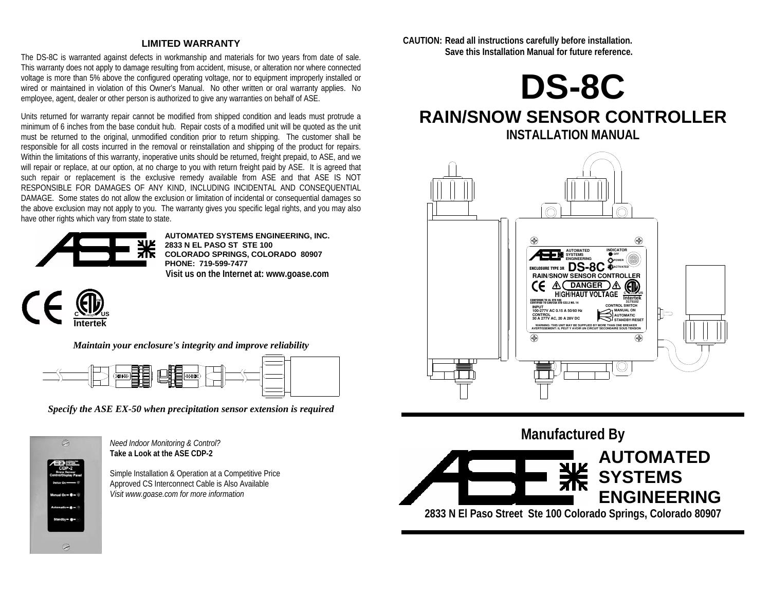## LIMITED WARRANTY

The DS-8C is warranted against defects in workmanship and materials for two years from date of sale. This warranty does not apply to damage resulting from accident, misuse, or alteration nor where connected voltage is more than 5% above the configured operating voltage, nor to equipment improperly installed or wired or maintained in violation of this Owner's Manual. No other written or oral warranty applies. No employee, agent, dealer or other person is authorized to give any warranties on behalf of ASE.

Units returned for warranty repair cannot be modified from shipped condition and leads must protrude a minimum of 6 inches from the base conduit hub. Repair costs of a modified unit will be quoted as the unit must be returned to the original, unmodified condition prior to return shipping. The customer shall be responsible for all costs incurred in the removal or reinstallation and shipping of the product for repairs. Within the limitations of this warranty, inoperative units should be returned, freight prepaid, to ASE, and we will repair or replace, at our option, at no charge to you with return freight paid by ASE. It is agreed that such repair or replacement is the exclusive remedy available from ASE and that ASE IS NOT RESPONSIBLE FOR DAMAGES OF ANY KIND, INCLUDING INCIDENTAL AND CONSEQUENTIAL DAMAGE. Some states do not allow the exclusion or limitation of incidental or consequential damages so the above exclusion may not apply to you. The warranty gives you specific legal rights, and you may also have other rights which vary from state to state.

**AUTOMATED SYSTEMS ENGINEERING, INC.**
**2833 N EL PASO ST STE 100**
**COLORADO SPRINGS, COLORADO 80907**
**PHONE: 719-599-7477**
**Visit us on the Internet at: www.goase.com**

*Maintain your enclosure's integrity and improve reliability*

*Specify the ASE EX-50 when precipitation sensor extension is required*

*Need Indoor Monitoring & Control?*
**Take a Look at the ASE CDP-2**

Simple Installation & Operation at a Competitive Price
Approved CS Interconnect Cable is Also Available
*Visit www.goase.com for more information*

**CAUTION: Read all instructions carefully before installation.**
**Save this Installation Manual for future reference.**

# DS-8C

## RAIN/SNOW SENSOR CONTROLLER

### INSTALLATION MANUAL

### Manufactured By

**AUTOMATED SYSTEMS ENGINEERING**

**2833 N El Paso Street Ste 100 Colorado Springs, Colorado 80907**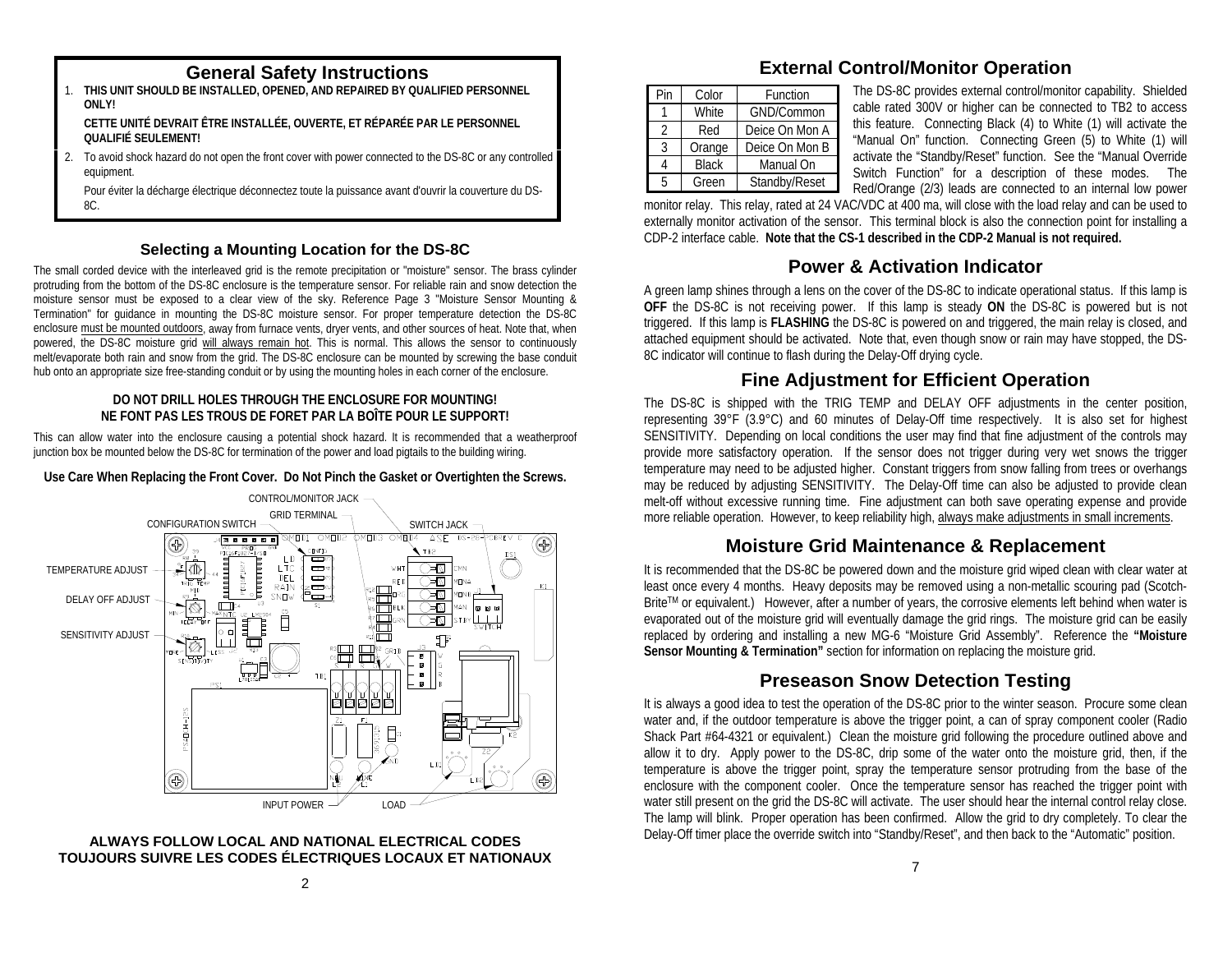## General Safety Instructions

1. **THIS UNIT SHOULD BE INSTALLED, OPENED, AND REPAIRED BY QUALIFIED PERSONNEL ONLY!**

   **CETTE UNITÉ DEVRAIT ÊTRE INSTALLÉE, OUVERTE, ET RÉPARÉE PAR LE PERSONNEL QUALIFIÉ SEULEMENT!**

2. To avoid shock hazard do not open the front cover with power connected to the DS-8C or any controlled equipment.

   Pour éviter la décharge électrique déconnectez toute la puissance avant d'ouvrir la couverture du DS-8C.

### Selecting a Mounting Location for the DS-8C

The small corded device with the interleaved grid is the remote precipitation or "moisture" sensor. The brass cylinder protruding from the bottom of the DS-8C enclosure is the temperature sensor. For reliable rain and snow detection the moisture sensor must be exposed to a clear view of the sky. Reference Page 3 "Moisture Sensor Mounting & Termination" for guidance in mounting the DS-8C moisture sensor. For proper temperature detection the DS-8C enclosure must be mounted outdoors, away from furnace vents, dryer vents, and other sources of heat. Note that, when powered, the DS-8C moisture grid will always remain hot. This is normal. This allows the sensor to continuously melt/evaporate both rain and snow from the grid. The DS-8C enclosure can be mounted by screwing the base conduit hub onto an appropriate size free-standing conduit or by using the mounting holes in each corner of the enclosure.

**DO NOT DRILL HOLES THROUGH THE ENCLOSURE FOR MOUNTING!**
**NE FONT PAS LES TROUS DE FORET PAR LA BOÎTE POUR LE SUPPORT!**

This can allow water into the enclosure causing a potential shock hazard. It is recommended that a weatherproof junction box be mounted below the DS-8C for termination of the power and load pigtails to the building wiring.

**Use Care When Replacing the Front Cover. Do Not Pinch the Gasket or Overtighten the Screws.**

CONTROL/MONITOR JACK, GRID TERMINAL, CONFIGURATION SWITCH, SWITCH JACK, TEMPERATURE ADJUST, DELAY OFF ADJUST, SENSITIVITY ADJUST, INPUT POWER, LOAD

**ALWAYS FOLLOW LOCAL AND NATIONAL ELECTRICAL CODES**
**TOUJOURS SUIVRE LES CODES ÉLECTRIQUES LOCAUX ET NATIONAUX**

## External Control/Monitor Operation

| Pin | Color | Function |
|---|---|---|
| 1 | White | GND/Common |
| 2 | Red | Deice On Mon A |
| 3 | Orange | Deice On Mon B |
| 4 | Black | Manual On |
| 5 | Green | Standby/Reset |

The DS-8C provides external control/monitor capability. Shielded cable rated 300V or higher can be connected to TB2 to access this feature. Connecting Black (4) to White (1) will activate the "Manual On" function. Connecting Green (5) to White (1) will activate the "Standby/Reset" function. See the "Manual Override Switch Function" for a description of these modes. The Red/Orange (2/3) leads are connected to an internal low power monitor relay. This relay, rated at 24 VAC/VDC at 400 ma, will close with the load relay and can be used to externally monitor activation of the sensor. This terminal block is also the connection point for installing a CDP-2 interface cable. **Note that the CS-1 described in the CDP-2 Manual is not required.**

## Power & Activation Indicator

A green lamp shines through a lens on the cover of the DS-8C to indicate operational status. If this lamp is **OFF** the DS-8C is not receiving power. If this lamp is steady **ON** the DS-8C is powered but is not triggered. If this lamp is **FLASHING** the DS-8C is powered on and triggered, the main relay is closed, and attached equipment should be activated. Note that, even though snow or rain may have stopped, the DS-8C indicator will continue to flash during the Delay-Off drying cycle.

## Fine Adjustment for Efficient Operation

The DS-8C is shipped with the TRIG TEMP and DELAY OFF adjustments in the center position, representing 39°F (3.9°C) and 60 minutes of Delay-Off time respectively. It is also set for highest SENSITIVITY. Depending on local conditions the user may find that fine adjustment of the controls may provide more satisfactory operation. If the sensor does not trigger during very wet snows the trigger temperature may need to be adjusted higher. Constant triggers from snow falling from trees or overhangs may be reduced by adjusting SENSITIVITY. The Delay-Off time can also be adjusted to provide clean melt-off without excessive running time. Fine adjustment can both save operating expense and provide more reliable operation. However, to keep reliability high, always make adjustments in small increments.

## Moisture Grid Maintenance & Replacement

It is recommended that the DS-8C be powered down and the moisture grid wiped clean with clear water at least once every 4 months. Heavy deposits may be removed using a non-metallic scouring pad (Scotch-Brite[TM] or equivalent.) However, after a number of years, the corrosive elements left behind when water is evaporated out of the moisture grid will eventually damage the grid rings. The moisture grid can be easily replaced by ordering and installing a new MG-6 "Moisture Grid Assembly". Reference the **"Moisture Sensor Mounting & Termination"** section for information on replacing the moisture grid.

## Preseason Snow Detection Testing

It is always a good idea to test the operation of the DS-8C prior to the winter season. Procure some clean water and, if the outdoor temperature is above the trigger point, a can of spray component cooler (Radio Shack Part #64-4321 or equivalent.) Clean the moisture grid following the procedure outlined above and allow it to dry. Apply power to the DS-8C, drip some of the water onto the moisture grid, then, if the temperature is above the trigger point, spray the temperature sensor protruding from the base of the enclosure with the component cooler. Once the temperature sensor has reached the trigger point with water still present on the grid the DS-8C will activate. The user should hear the internal control relay close. The lamp will blink. Proper operation has been confirmed. Allow the grid to dry completely. To clear the Delay-Off timer place the override switch into "Standby/Reset", and then back to the "Automatic" position.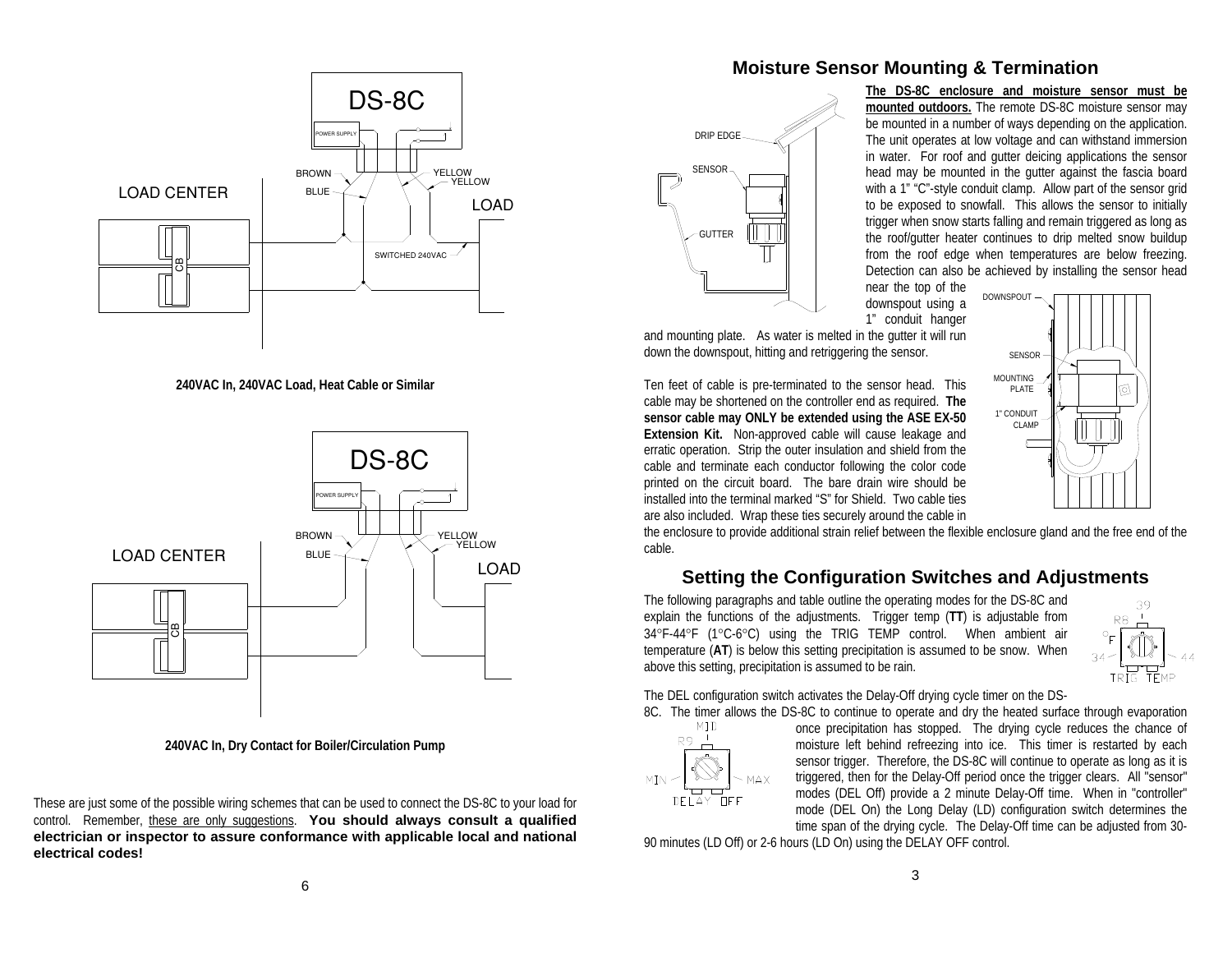240VAC In, 240VAC Load, Heat Cable or Similar

240VAC In, Dry Contact for Boiler/Circulation Pump

These are just some of the possible wiring schemes that can be used to connect the DS-8C to your load for control. Remember, these are only suggestions. **You should always consult a qualified electrician or inspector to assure conformance with applicable local and national electrical codes!**

## Moisture Sensor Mounting & Termination

**The DS-8C enclosure and moisture sensor must be mounted outdoors.** The remote DS-8C moisture sensor may be mounted in a number of ways depending on the application. The unit operates at low voltage and can withstand immersion in water. For roof and gutter deicing applications the sensor head may be mounted in the gutter against the fascia board with a 1" "C"-style conduit clamp. Allow part of the sensor grid to be exposed to snowfall. This allows the sensor to initially trigger when snow starts falling and remain triggered as long as the roof/gutter heater continues to drip melted snow buildup from the roof edge when temperatures are below freezing. Detection can also be achieved by installing the sensor head near the top of the downspout using a 1" conduit hanger and mounting plate. As water is melted in the gutter it will run down the downspout, hitting and retriggering the sensor.

Ten feet of cable is pre-terminated to the sensor head. This cable may be shortened on the controller end as required. **The sensor cable may ONLY be extended using the ASE EX-50 Extension Kit.** Non-approved cable will cause leakage and erratic operation. Strip the outer insulation and shield from the cable and terminate each conductor following the color code printed on the circuit board. The bare drain wire should be installed into the terminal marked "S" for Shield. Two cable ties are also included. Wrap these ties securely around the cable in the enclosure to provide additional strain relief between the flexible enclosure gland and the free end of the cable.

## Setting the Configuration Switches and Adjustments

The following paragraphs and table outline the operating modes for the DS-8C and explain the functions of the adjustments. Trigger temp (**TT**) is adjustable from 34°F-44°F (1°C-6°C) using the TRIG TEMP control. When ambient air temperature (**AT**) is below this setting precipitation is assumed to be snow. When above this setting, precipitation is assumed to be rain.

The DEL configuration switch activates the Delay-Off drying cycle timer on the DS-8C. The timer allows the DS-8C to continue to operate and dry the heated surface through evaporation once precipitation has stopped. The drying cycle reduces the chance of moisture left behind refreezing into ice. This timer is restarted by each sensor trigger. Therefore, the DS-8C will continue to operate as long as it is triggered, then for the Delay-Off period once the trigger clears. All "sensor" modes (DEL Off) provide a 2 minute Delay-Off time. When in "controller" mode (DEL On) the Long Delay (LD) configuration switch determines the time span of the drying cycle. The Delay-Off time can be adjusted from 30-90 minutes (LD Off) or 2-6 hours (LD On) using the DELAY OFF control.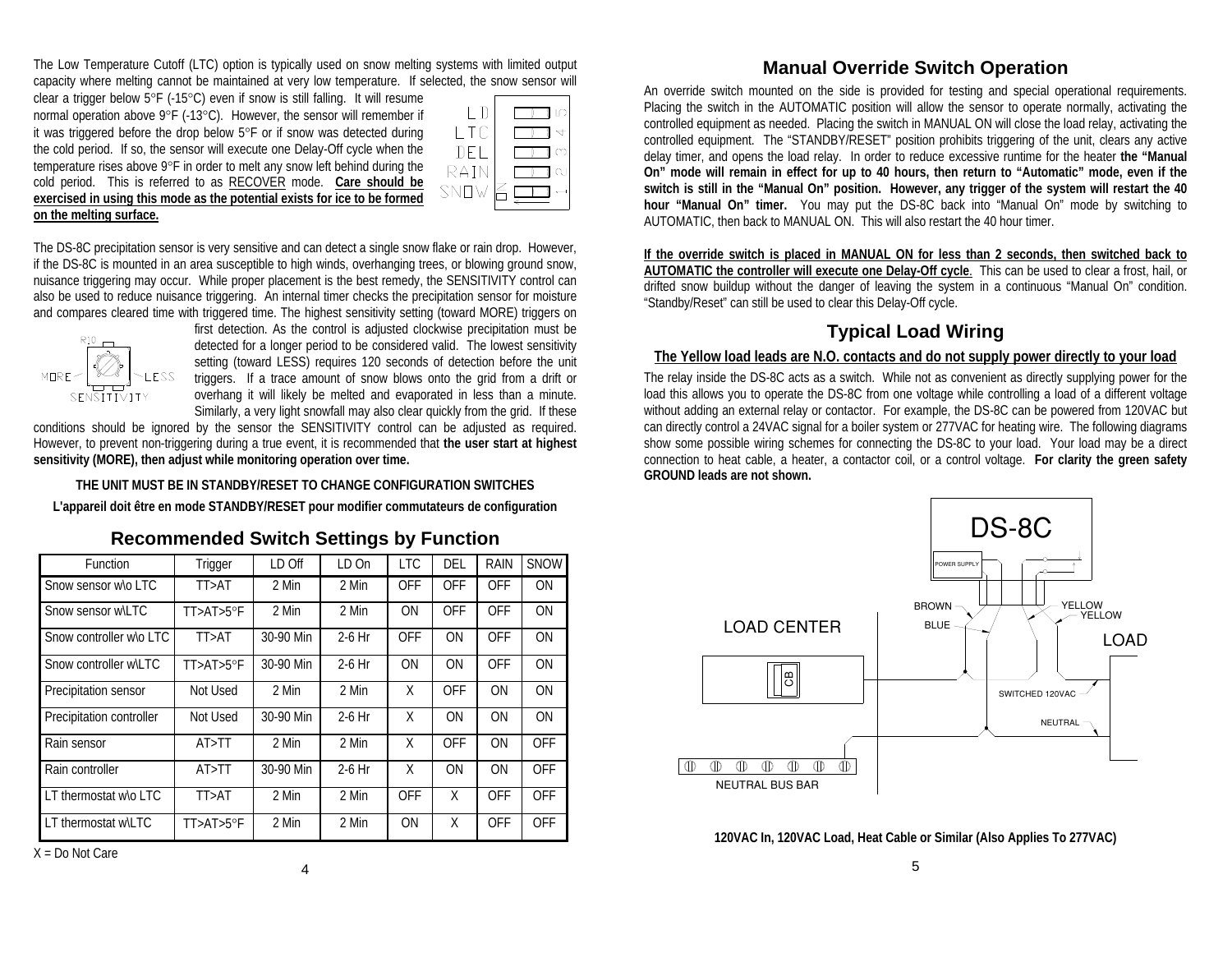The Low Temperature Cutoff (LTC) option is typically used on snow melting systems with limited output capacity where melting cannot be maintained at very low temperature. If selected, the snow sensor will clear a trigger below 5°F (-15°C) even if snow is still falling. It will resume normal operation above 9°F (-13°C). However, the sensor will remember if it was triggered before the drop below 5°F or if snow was detected during the cold period. If so, the sensor will execute one Delay-Off cycle when the temperature rises above 9°F in order to melt any snow left behind during the cold period. This is referred to as RECOVER mode. **Care should be exercised in using this mode as the potential exists for ice to be formed on the melting surface.**

LD
LTC
DEL
RAIN
SNOW

The DS-8C precipitation sensor is very sensitive and can detect a single snow flake or rain drop. However, if the DS-8C is mounted in an area susceptible to high winds, overhanging trees, or blowing ground snow, nuisance triggering may occur. While proper placement is the best remedy, the SENSITIVITY control can also be used to reduce nuisance triggering. An internal timer checks the precipitation sensor for moisture and compares cleared time with triggered time. The highest sensitivity setting (toward MORE) triggers on first detection. As the control is adjusted clockwise precipitation must be detected for a longer period to be considered valid. The lowest sensitivity setting (toward LESS) requires 120 seconds of detection before the unit triggers. If a trace amount of snow blows onto the grid from a drift or overhang it will likely be melted and evaporated in less than a minute. Similarly, a very light snowfall may also clear quickly from the grid. If these conditions should be ignored by the sensor the SENSITIVITY control can be adjusted as required. However, to prevent non-triggering during a true event, it is recommended that **the user start at highest sensitivity (MORE), then adjust while monitoring operation over time.**

R10
MORE
LESS
SENSITIVITY

**THE UNIT MUST BE IN STANDBY/RESET TO CHANGE CONFIGURATION SWITCHES**

**L'appareil doit être en mode STANDBY/RESET pour modifier commutateurs de configuration**

## Recommended Switch Settings by Function

| Function | Trigger | LD Off | LD On | LTC | DEL | RAIN | SNOW |
|---|---|---|---|---|---|---|---|
| Snow sensor w\o LTC | TT>AT | 2 Min | 2 Min | OFF | OFF | OFF | ON |
| Snow sensor w\LTC | TT>AT>5°F | 2 Min | 2 Min | ON | OFF | OFF | ON |
| Snow controller w\o LTC | TT>AT | 30-90 Min | 2-6 Hr | OFF | ON | OFF | ON |
| Snow controller w\LTC | TT>AT>5°F | 30-90 Min | 2-6 Hr | ON | ON | OFF | ON |
| Precipitation sensor | Not Used | 2 Min | 2 Min | X | OFF | ON | ON |
| Precipitation controller | Not Used | 30-90 Min | 2-6 Hr | X | ON | ON | ON |
| Rain sensor | AT>TT | 2 Min | 2 Min | X | OFF | ON | OFF |
| Rain controller | AT>TT | 30-90 Min | 2-6 Hr | X | ON | ON | OFF |
| LT thermostat w\o LTC | TT>AT | 2 Min | 2 Min | OFF | X | OFF | OFF |
| LT thermostat w\LTC | TT>AT>5°F | 2 Min | 2 Min | ON | X | OFF | OFF |

X = Do Not Care

## Manual Override Switch Operation

An override switch mounted on the side is provided for testing and special operational requirements. Placing the switch in the AUTOMATIC position will allow the sensor to operate normally, activating the controlled equipment as needed. Placing the switch in MANUAL ON will close the load relay, activating the controlled equipment. The "STANDBY/RESET" position prohibits triggering of the unit, clears any active delay timer, and opens the load relay. In order to reduce excessive runtime for the heater **the "Manual On" mode will remain in effect for up to 40 hours, then return to "Automatic" mode, even if the switch is still in the "Manual On" position. However, any trigger of the system will restart the 40 hour "Manual On" timer.** You may put the DS-8C back into "Manual On" mode by switching to AUTOMATIC, then back to MANUAL ON. This will also restart the 40 hour timer.

**If the override switch is placed in MANUAL ON for less than 2 seconds, then switched back to AUTOMATIC the controller will execute one Delay-Off cycle**. This can be used to clear a frost, hail, or drifted snow buildup without the danger of leaving the system in a continuous "Manual On" condition. "Standby/Reset" can still be used to clear this Delay-Off cycle.

## Typical Load Wiring

**The Yellow load leads are N.O. contacts and do not supply power directly to your load**

The relay inside the DS-8C acts as a switch. While not as convenient as directly supplying power for the load this allows you to operate the DS-8C from one voltage while controlling a load of a different voltage without adding an external relay or contactor. For example, the DS-8C can be powered from 120VAC but can directly control a 24VAC signal for a boiler system or 277VAC for heating wire. The following diagrams show some possible wiring schemes for connecting the DS-8C to your load. Your load may be a direct connection to heat cable, a heater, a contactor coil, or a control voltage. **For clarity the green safety GROUND leads are not shown.**

DS-8C
POWER SUPPLY
BROWN
BLUE
YELLOW
YELLOW
LOAD CENTER
CB
LOAD
SWITCHED 120VAC
NEUTRAL
NEUTRAL BUS BAR

**120VAC In, 120VAC Load, Heat Cable or Similar (Also Applies To 277VAC)**